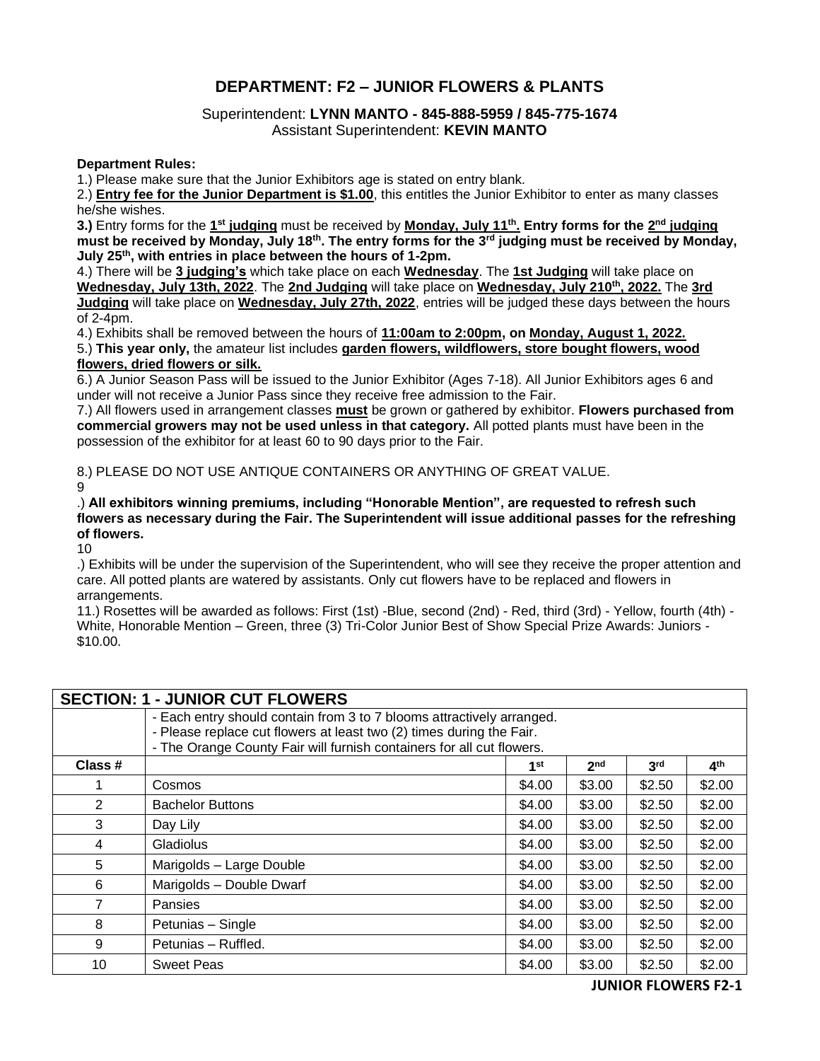# DEPARTMENT: F2 – JUNIOR FLOWERS & PLANTS

Superintendent: **LYNN MANTO - 845-888-5959 / 845-775-1674**
Assistant Superintendent: **KEVIN MANTO**

**Department Rules:**

1.) Please make sure that the Junior Exhibitors age is stated on entry blank.

2.) **Entry fee for the Junior Department is $1.00**, this entitles the Junior Exhibitor to enter as many classes he/she wishes.

**3.)** Entry forms for the **1st judging** must be received by **Monday, July 11th. Entry forms for the 2nd judging must be received by Monday, July 18th. The entry forms for the 3rd judging must be received by Monday, July 25th, with entries in place between the hours of 1-2pm.**

4.) There will be **3 judging's** which take place on each **Wednesday**. The **1st Judging** will take place on **Wednesday, July 13th, 2022**. The **2nd Judging** will take place on **Wednesday, July 210th, 2022.** The **3rd Judging** will take place on **Wednesday, July 27th, 2022**, entries will be judged these days between the hours of 2-4pm.

4.) Exhibits shall be removed between the hours of **11:00am to 2:00pm, on Monday, August 1, 2022.**

5.) **This year only,** the amateur list includes **garden flowers, wildflowers, store bought flowers, wood flowers, dried flowers or silk.**

6.) A Junior Season Pass will be issued to the Junior Exhibitor (Ages 7-18). All Junior Exhibitors ages 6 and under will not receive a Junior Pass since they receive free admission to the Fair.

7.) All flowers used in arrangement classes **must** be grown or gathered by exhibitor. **Flowers purchased from commercial growers may not be used unless in that category.** All potted plants must have been in the possession of the exhibitor for at least 60 to 90 days prior to the Fair.

8.) PLEASE DO NOT USE ANTIQUE CONTAINERS OR ANYTHING OF GREAT VALUE.

9.) **All exhibitors winning premiums, including "Honorable Mention", are requested to refresh such flowers as necessary during the Fair. The Superintendent will issue additional passes for the refreshing of flowers.**

10.) Exhibits will be under the supervision of the Superintendent, who will see they receive the proper attention and care. All potted plants are watered by assistants. Only cut flowers have to be replaced and flowers in arrangements.

11.) Rosettes will be awarded as follows: First (1st) -Blue, second (2nd) - Red, third (3rd) - Yellow, fourth (4th) - White, Honorable Mention – Green, three (3) Tri-Color Junior Best of Show Special Prize Awards: Juniors - $10.00.

| **SECTION: 1 - JUNIOR CUT FLOWERS** | | | | | |
|---|---|---|---|---|---|
| | - Each entry should contain from 3 to 7 blooms attractively arranged.<br>- Please replace cut flowers at least two (2) times during the Fair.<br>- The Orange County Fair will furnish containers for all cut flowers. | | | | |
| **Class #** | | **1st** | **2nd** | **3rd** | **4th** |
| 1 | Cosmos | $4.00 | $3.00 | $2.50 | $2.00 |
| 2 | Bachelor Buttons | $4.00 | $3.00 | $2.50 | $2.00 |
| 3 | Day Lily | $4.00 | $3.00 | $2.50 | $2.00 |
| 4 | Gladiolus | $4.00 | $3.00 | $2.50 | $2.00 |
| 5 | Marigolds – Large Double | $4.00 | $3.00 | $2.50 | $2.00 |
| 6 | Marigolds – Double Dwarf | $4.00 | $3.00 | $2.50 | $2.00 |
| 7 | Pansies | $4.00 | $3.00 | $2.50 | $2.00 |
| 8 | Petunias – Single | $4.00 | $3.00 | $2.50 | $2.00 |
| 9 | Petunias – Ruffled. | $4.00 | $3.00 | $2.50 | $2.00 |
| 10 | Sweet Peas | $4.00 | $3.00 | $2.50 | $2.00 |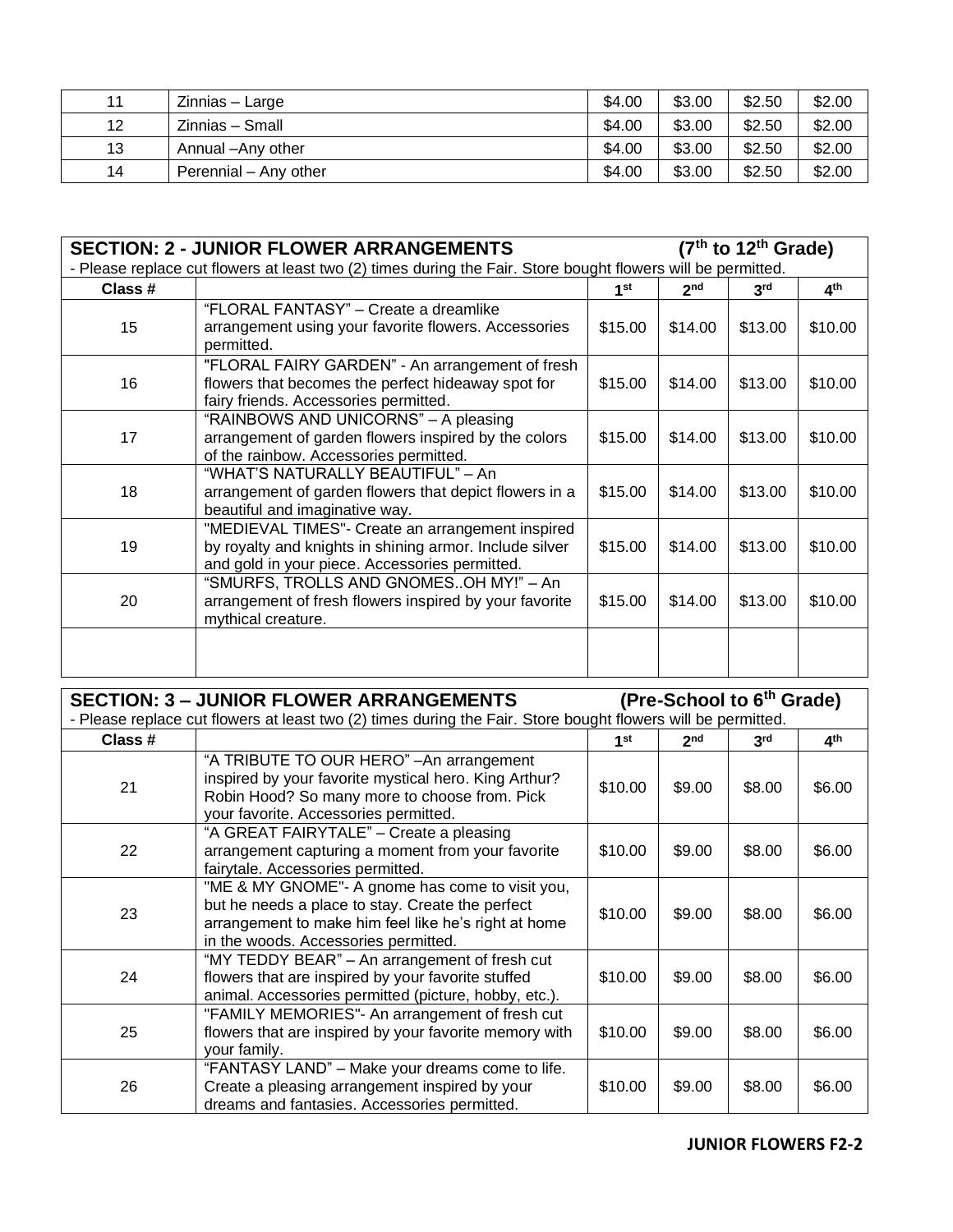| 11 | Zinnias – Large | $4.00 | $3.00 | $2.50 | $2.00 |
|---|---|---|---|---|---|
| 12 | Zinnias – Small | $4.00 | $3.00 | $2.50 | $2.00 |
| 13 | Annual –Any other | $4.00 | $3.00 | $2.50 | $2.00 |
| 14 | Perennial – Any other | $4.00 | $3.00 | $2.50 | $2.00 |

## SECTION: 2 - JUNIOR FLOWER ARRANGEMENTS (7th to 12th Grade)

- Please replace cut flowers at least two (2) times during the Fair. Store bought flowers will be permitted.

| Class # | | 1st | 2nd | 3rd | 4th |
|---|---|---|---|---|---|
| 15 | "FLORAL FANTASY" – Create a dreamlike arrangement using your favorite flowers. Accessories permitted. | $15.00 | $14.00 | $13.00 | $10.00 |
| 16 | "FLORAL FAIRY GARDEN" - An arrangement of fresh flowers that becomes the perfect hideaway spot for fairy friends. Accessories permitted. | $15.00 | $14.00 | $13.00 | $10.00 |
| 17 | "RAINBOWS AND UNICORNS" – A pleasing arrangement of garden flowers inspired by the colors of the rainbow. Accessories permitted. | $15.00 | $14.00 | $13.00 | $10.00 |
| 18 | "WHAT'S NATURALLY BEAUTIFUL" – An arrangement of garden flowers that depict flowers in a beautiful and imaginative way. | $15.00 | $14.00 | $13.00 | $10.00 |
| 19 | "MEDIEVAL TIMES"- Create an arrangement inspired by royalty and knights in shining armor. Include silver and gold in your piece. Accessories permitted. | $15.00 | $14.00 | $13.00 | $10.00 |
| 20 | "SMURFS, TROLLS AND GNOMES..OH MY!" – An arrangement of fresh flowers inspired by your favorite mythical creature. | $15.00 | $14.00 | $13.00 | $10.00 |
| | | | | | |

## SECTION: 3 – JUNIOR FLOWER ARRANGEMENTS (Pre-School to 6th Grade)

- Please replace cut flowers at least two (2) times during the Fair. Store bought flowers will be permitted.

| Class # | | 1st | 2nd | 3rd | 4th |
|---|---|---|---|---|---|
| 21 | "A TRIBUTE TO OUR HERO" –An arrangement inspired by your favorite mystical hero. King Arthur? Robin Hood? So many more to choose from. Pick your favorite. Accessories permitted. | $10.00 | $9.00 | $8.00 | $6.00 |
| 22 | "A GREAT FAIRYTALE" – Create a pleasing arrangement capturing a moment from your favorite fairytale. Accessories permitted. | $10.00 | $9.00 | $8.00 | $6.00 |
| 23 | "ME & MY GNOME"- A gnome has come to visit you, but he needs a place to stay. Create the perfect arrangement to make him feel like he's right at home in the woods. Accessories permitted. | $10.00 | $9.00 | $8.00 | $6.00 |
| 24 | "MY TEDDY BEAR" – An arrangement of fresh cut flowers that are inspired by your favorite stuffed animal. Accessories permitted (picture, hobby, etc.). | $10.00 | $9.00 | $8.00 | $6.00 |
| 25 | "FAMILY MEMORIES"- An arrangement of fresh cut flowers that are inspired by your favorite memory with your family. | $10.00 | $9.00 | $8.00 | $6.00 |
| 26 | "FANTASY LAND" – Make your dreams come to life. Create a pleasing arrangement inspired by your dreams and fantasies. Accessories permitted. | $10.00 | $9.00 | $8.00 | $6.00 |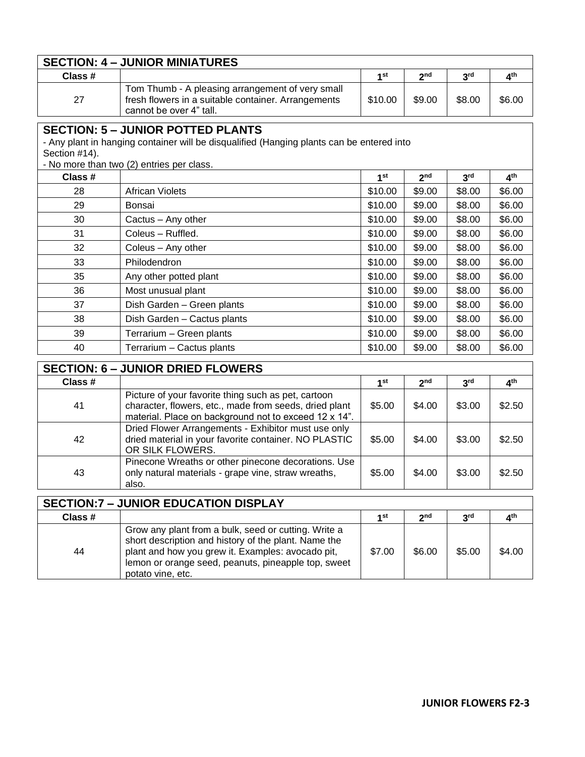## SECTION: 4 – JUNIOR MINIATURES

| Class # | | 1st | 2nd | 3rd | 4th |
|---|---|---|---|---|---|
| 27 | Tom Thumb - A pleasing arrangement of very small fresh flowers in a suitable container. Arrangements cannot be over 4" tall. | $10.00 | $9.00 | $8.00 | $6.00 |

## SECTION: 5 – JUNIOR POTTED PLANTS

- Any plant in hanging container will be disqualified (Hanging plants can be entered into Section #14).
- No more than two (2) entries per class.

| Class # | | 1st | 2nd | 3rd | 4th |
|---|---|---|---|---|---|
| 28 | African Violets | $10.00 | $9.00 | $8.00 | $6.00 |
| 29 | Bonsai | $10.00 | $9.00 | $8.00 | $6.00 |
| 30 | Cactus – Any other | $10.00 | $9.00 | $8.00 | $6.00 |
| 31 | Coleus – Ruffled. | $10.00 | $9.00 | $8.00 | $6.00 |
| 32 | Coleus – Any other | $10.00 | $9.00 | $8.00 | $6.00 |
| 33 | Philodendron | $10.00 | $9.00 | $8.00 | $6.00 |
| 35 | Any other potted plant | $10.00 | $9.00 | $8.00 | $6.00 |
| 36 | Most unusual plant | $10.00 | $9.00 | $8.00 | $6.00 |
| 37 | Dish Garden – Green plants | $10.00 | $9.00 | $8.00 | $6.00 |
| 38 | Dish Garden – Cactus plants | $10.00 | $9.00 | $8.00 | $6.00 |
| 39 | Terrarium – Green plants | $10.00 | $9.00 | $8.00 | $6.00 |
| 40 | Terrarium – Cactus plants | $10.00 | $9.00 | $8.00 | $6.00 |

## SECTION: 6 – JUNIOR DRIED FLOWERS

| Class # | | 1st | 2nd | 3rd | 4th |
|---|---|---|---|---|---|
| 41 | Picture of your favorite thing such as pet, cartoon character, flowers, etc., made from seeds, dried plant material. Place on background not to exceed 12 x 14". | $5.00 | $4.00 | $3.00 | $2.50 |
| 42 | Dried Flower Arrangements - Exhibitor must use only dried material in your favorite container. NO PLASTIC OR SILK FLOWERS. | $5.00 | $4.00 | $3.00 | $2.50 |
| 43 | Pinecone Wreaths or other pinecone decorations. Use only natural materials - grape vine, straw wreaths, also. | $5.00 | $4.00 | $3.00 | $2.50 |

## SECTION:7 – JUNIOR EDUCATION DISPLAY

| Class # | | 1st | 2nd | 3rd | 4th |
|---|---|---|---|---|---|
| 44 | Grow any plant from a bulk, seed or cutting. Write a short description and history of the plant. Name the plant and how you grew it. Examples: avocado pit, lemon or orange seed, peanuts, pineapple top, sweet potato vine, etc. | $7.00 | $6.00 | $5.00 | $4.00 |